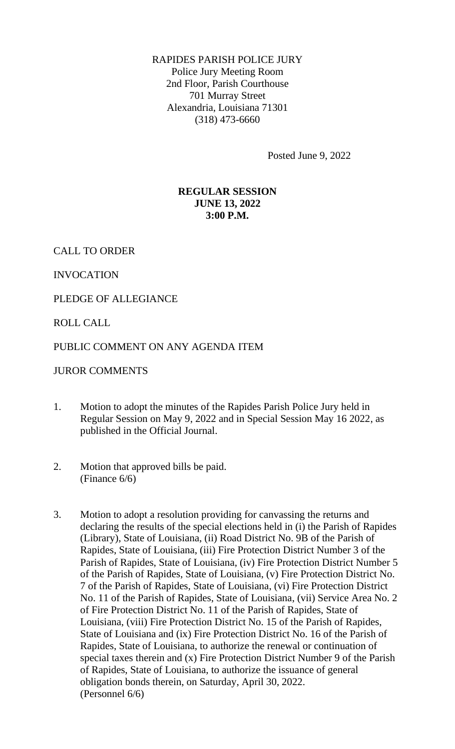RAPIDES PARISH POLICE JURY
Police Jury Meeting Room
2nd Floor, Parish Courthouse
701 Murray Street
Alexandria, Louisiana 71301
(318) 473-6660

Posted June 9, 2022

**REGULAR SESSION**
**JUNE 13, 2022**
**3:00 P.M.**

CALL TO ORDER

INVOCATION

PLEDGE OF ALLEGIANCE

ROLL CALL

PUBLIC COMMENT ON ANY AGENDA ITEM

JUROR COMMENTS

1. Motion to adopt the minutes of the Rapides Parish Police Jury held in Regular Session on May 9, 2022 and in Special Session May 16 2022, as published in the Official Journal.

2. Motion that approved bills be paid.
(Finance 6/6)

3. Motion to adopt a resolution providing for canvassing the returns and declaring the results of the special elections held in (i) the Parish of Rapides (Library), State of Louisiana, (ii) Road District No. 9B of the Parish of Rapides, State of Louisiana, (iii) Fire Protection District Number 3 of the Parish of Rapides, State of Louisiana, (iv) Fire Protection District Number 5 of the Parish of Rapides, State of Louisiana, (v) Fire Protection District No. 7 of the Parish of Rapides, State of Louisiana, (vi) Fire Protection District No. 11 of the Parish of Rapides, State of Louisiana, (vii) Service Area No. 2 of Fire Protection District No. 11 of the Parish of Rapides, State of Louisiana, (viii) Fire Protection District No. 15 of the Parish of Rapides, State of Louisiana and (ix) Fire Protection District No. 16 of the Parish of Rapides, State of Louisiana, to authorize the renewal or continuation of special taxes therein and (x) Fire Protection District Number 9 of the Parish of Rapides, State of Louisiana, to authorize the issuance of general obligation bonds therein, on Saturday, April 30, 2022.
(Personnel 6/6)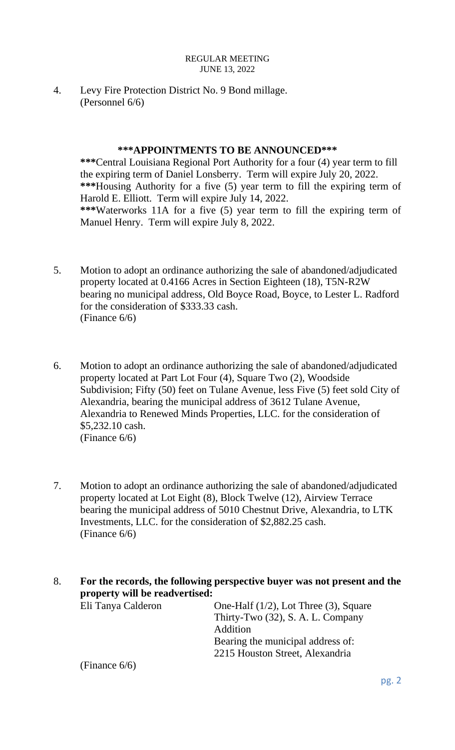REGULAR MEETING
JUNE 13, 2022

4. Levy Fire Protection District No. 9 Bond millage.
(Personnel 6/6)

**\*\*\*APPOINTMENTS TO BE ANNOUNCED\*\*\***

**\*\*\***Central Louisiana Regional Port Authority for a four (4) year term to fill the expiring term of Daniel Lonsberry. Term will expire July 20, 2022.
**\*\*\***Housing Authority for a five (5) year term to fill the expiring term of Harold E. Elliott. Term will expire July 14, 2022.
**\*\*\***Waterworks 11A for a five (5) year term to fill the expiring term of Manuel Henry. Term will expire July 8, 2022.

5. Motion to adopt an ordinance authorizing the sale of abandoned/adjudicated property located at 0.4166 Acres in Section Eighteen (18), T5N-R2W bearing no municipal address, Old Boyce Road, Boyce, to Lester L. Radford for the consideration of $333.33 cash.
(Finance 6/6)

6. Motion to adopt an ordinance authorizing the sale of abandoned/adjudicated property located at Part Lot Four (4), Square Two (2), Woodside Subdivision; Fifty (50) feet on Tulane Avenue, less Five (5) feet sold City of Alexandria, bearing the municipal address of 3612 Tulane Avenue, Alexandria to Renewed Minds Properties, LLC. for the consideration of $5,232.10 cash.
(Finance 6/6)

7. Motion to adopt an ordinance authorizing the sale of abandoned/adjudicated property located at Lot Eight (8), Block Twelve (12), Airview Terrace bearing the municipal address of 5010 Chestnut Drive, Alexandria, to LTK Investments, LLC. for the consideration of $2,882.25 cash.
(Finance 6/6)

8. **For the records, the following perspective buyer was not present and the property will be readvertised:**

| | |
|---|---|
| Eli Tanya Calderon | One-Half (1/2), Lot Three (3), Square Thirty-Two (32), S. A. L. Company Addition<br>Bearing the municipal address of: 2215 Houston Street, Alexandria |

(Finance 6/6)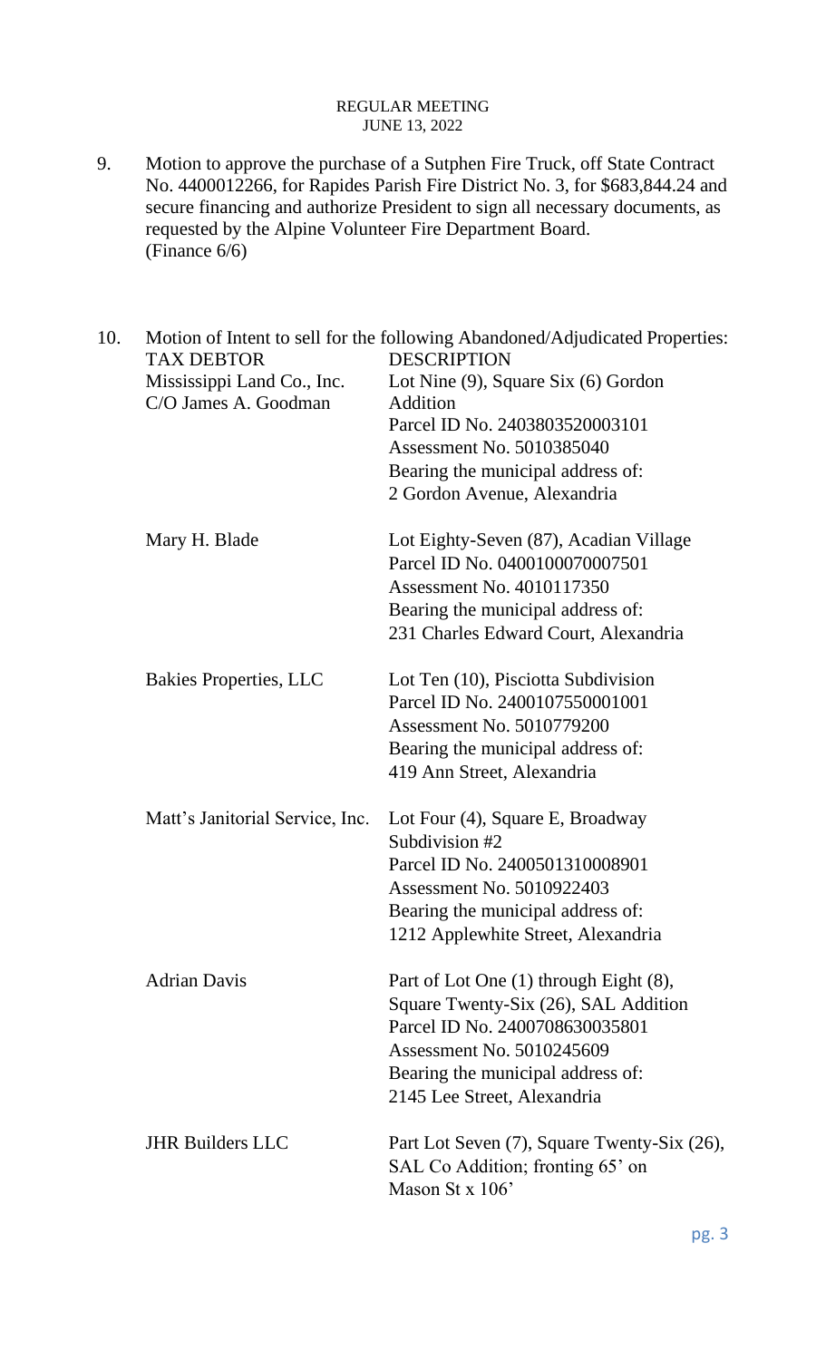REGULAR MEETING
JUNE 13, 2022

9. Motion to approve the purchase of a Sutphen Fire Truck, off State Contract No. 4400012266, for Rapides Parish Fire District No. 3, for $683,844.24 and secure financing and authorize President to sign all necessary documents, as requested by the Alpine Volunteer Fire Department Board.
(Finance 6/6)

10. Motion of Intent to sell for the following Abandoned/Adjudicated Properties:

| TAX DEBTOR | DESCRIPTION |
|---|---|
| Mississippi Land Co., Inc. C/O James A. Goodman | Lot Nine (9), Square Six (6) Gordon Addition<br>Parcel ID No. 2403803520003101<br>Assessment No. 5010385040<br>Bearing the municipal address of:<br>2 Gordon Avenue, Alexandria |
| Mary H. Blade | Lot Eighty-Seven (87), Acadian Village<br>Parcel ID No. 0400100070007501<br>Assessment No. 4010117350<br>Bearing the municipal address of:<br>231 Charles Edward Court, Alexandria |
| Bakies Properties, LLC | Lot Ten (10), Pisciotta Subdivision<br>Parcel ID No. 2400107550001001<br>Assessment No. 5010779200<br>Bearing the municipal address of:<br>419 Ann Street, Alexandria |
| Matt's Janitorial Service, Inc. | Lot Four (4), Square E, Broadway Subdivision #2<br>Parcel ID No. 2400501310008901<br>Assessment No. 5010922403<br>Bearing the municipal address of:<br>1212 Applewhite Street, Alexandria |
| Adrian Davis | Part of Lot One (1) through Eight (8), Square Twenty-Six (26), SAL Addition<br>Parcel ID No. 2400708630035801<br>Assessment No. 5010245609<br>Bearing the municipal address of:<br>2145 Lee Street, Alexandria |
| JHR Builders LLC | Part Lot Seven (7), Square Twenty-Six (26), SAL Co Addition; fronting 65' on Mason St x 106' |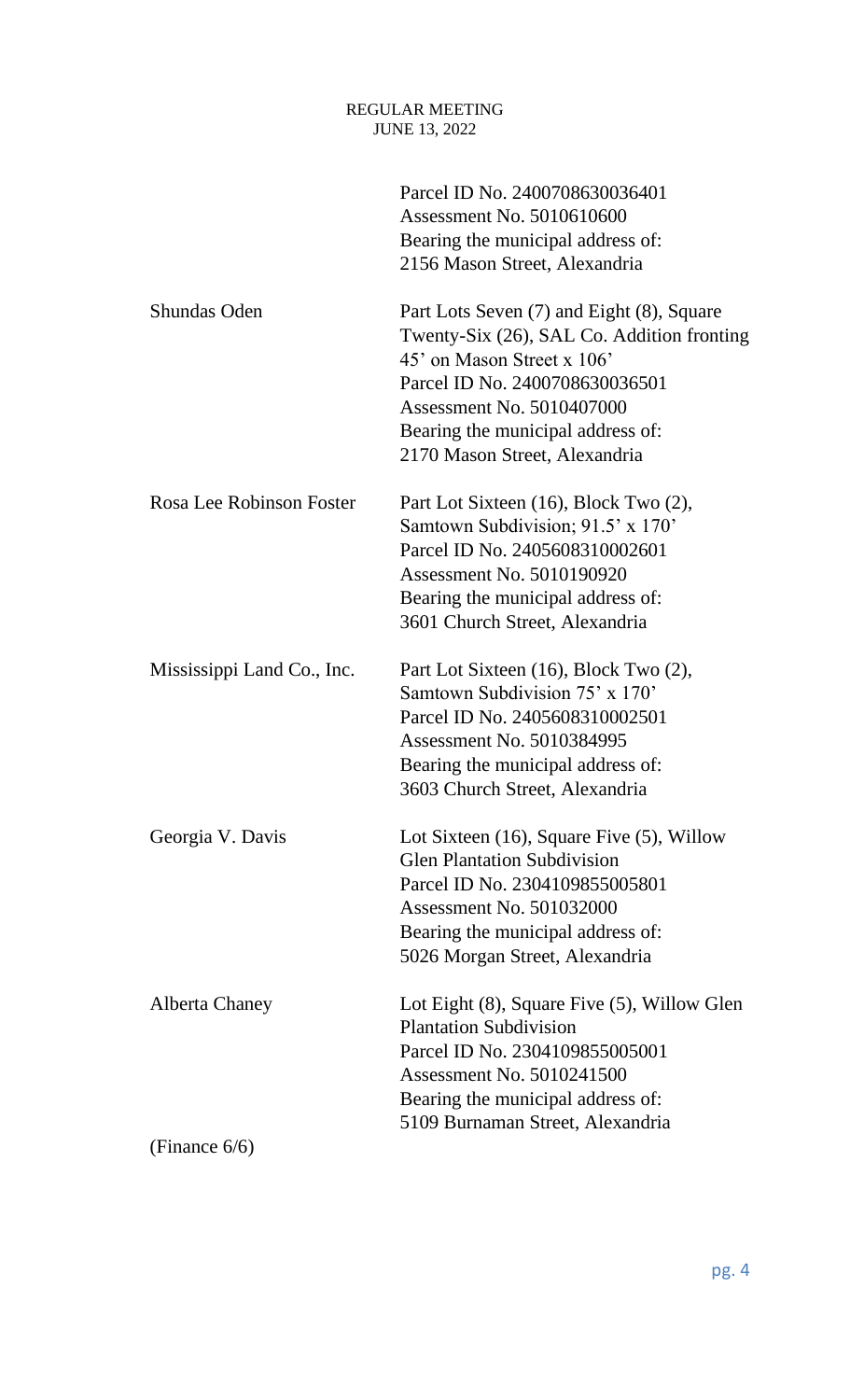| | |
|---|---|
| | Parcel ID No. 2400708630036401<br>Assessment No. 5010610600<br>Bearing the municipal address of:<br>2156 Mason Street, Alexandria |
| Shundas Oden | Part Lots Seven (7) and Eight (8), Square Twenty-Six (26), SAL Co. Addition fronting 45' on Mason Street x 106'<br>Parcel ID No. 2400708630036501<br>Assessment No. 5010407000<br>Bearing the municipal address of:<br>2170 Mason Street, Alexandria |
| Rosa Lee Robinson Foster | Part Lot Sixteen (16), Block Two (2), Samtown Subdivision; 91.5' x 170'<br>Parcel ID No. 2405608310002601<br>Assessment No. 5010190920<br>Bearing the municipal address of:<br>3601 Church Street, Alexandria |
| Mississippi Land Co., Inc. | Part Lot Sixteen (16), Block Two (2), Samtown Subdivision 75' x 170'<br>Parcel ID No. 2405608310002501<br>Assessment No. 5010384995<br>Bearing the municipal address of:<br>3603 Church Street, Alexandria |
| Georgia V. Davis | Lot Sixteen (16), Square Five (5), Willow Glen Plantation Subdivision<br>Parcel ID No. 2304109855005801<br>Assessment No. 501032000<br>Bearing the municipal address of:<br>5026 Morgan Street, Alexandria |
| Alberta Chaney | Lot Eight (8), Square Five (5), Willow Glen Plantation Subdivision<br>Parcel ID No. 2304109855005001<br>Assessment No. 5010241500<br>Bearing the municipal address of:<br>5109 Burnaman Street, Alexandria |

(Finance 6/6)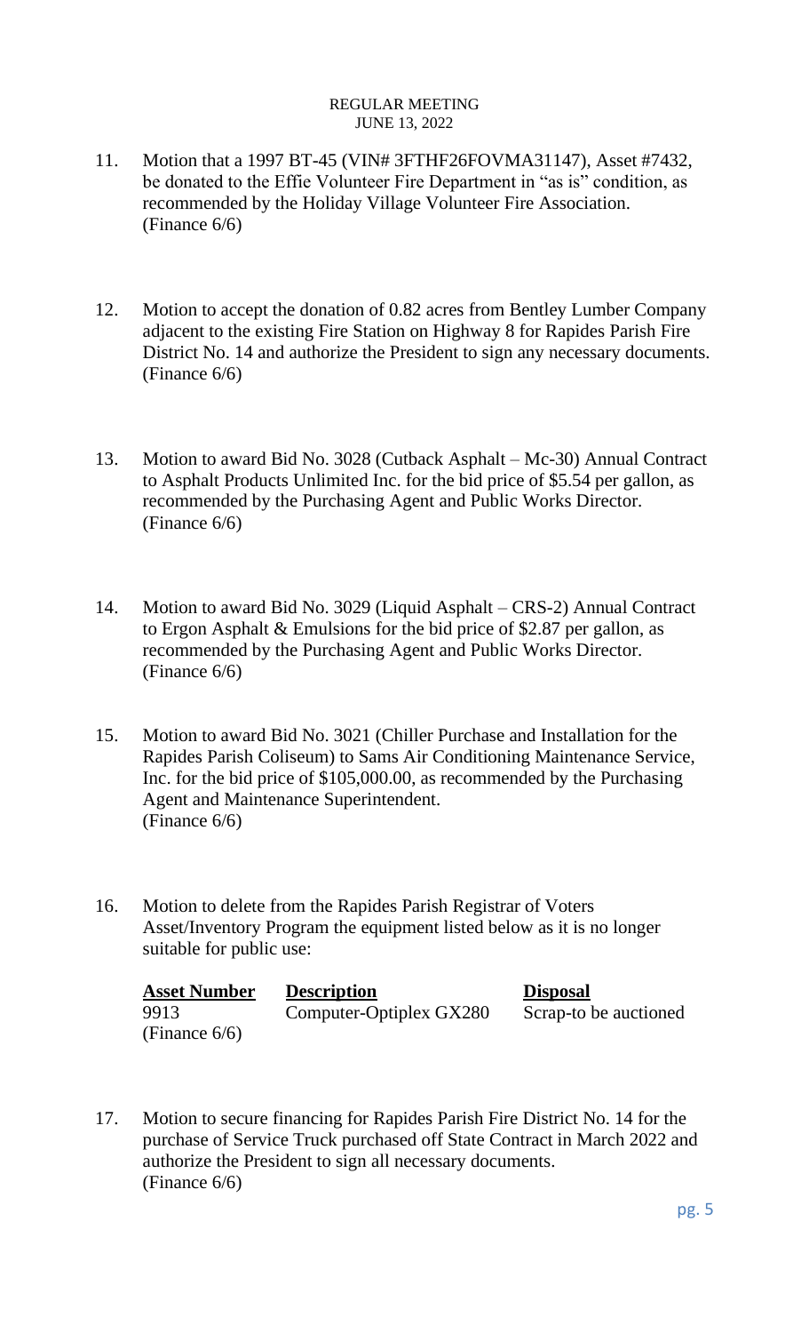11. Motion that a 1997 BT-45 (VIN# 3FTHF26FOVMA31147), Asset #7432, be donated to the Effie Volunteer Fire Department in "as is" condition, as recommended by the Holiday Village Volunteer Fire Association. (Finance 6/6)

12. Motion to accept the donation of 0.82 acres from Bentley Lumber Company adjacent to the existing Fire Station on Highway 8 for Rapides Parish Fire District No. 14 and authorize the President to sign any necessary documents. (Finance 6/6)

13. Motion to award Bid No. 3028 (Cutback Asphalt – Mc-30) Annual Contract to Asphalt Products Unlimited Inc. for the bid price of $5.54 per gallon, as recommended by the Purchasing Agent and Public Works Director. (Finance 6/6)

14. Motion to award Bid No. 3029 (Liquid Asphalt – CRS-2) Annual Contract to Ergon Asphalt & Emulsions for the bid price of $2.87 per gallon, as recommended by the Purchasing Agent and Public Works Director. (Finance 6/6)

15. Motion to award Bid No. 3021 (Chiller Purchase and Installation for the Rapides Parish Coliseum) to Sams Air Conditioning Maintenance Service, Inc. for the bid price of $105,000.00, as recommended by the Purchasing Agent and Maintenance Superintendent. (Finance 6/6)

16. Motion to delete from the Rapides Parish Registrar of Voters Asset/Inventory Program the equipment listed below as it is no longer suitable for public use:

| Asset Number | Description | Disposal |
|---|---|---|
| 9913 | Computer-Optiplex GX280 | Scrap-to be auctioned |

(Finance 6/6)

17. Motion to secure financing for Rapides Parish Fire District No. 14 for the purchase of Service Truck purchased off State Contract in March 2022 and authorize the President to sign all necessary documents. (Finance 6/6)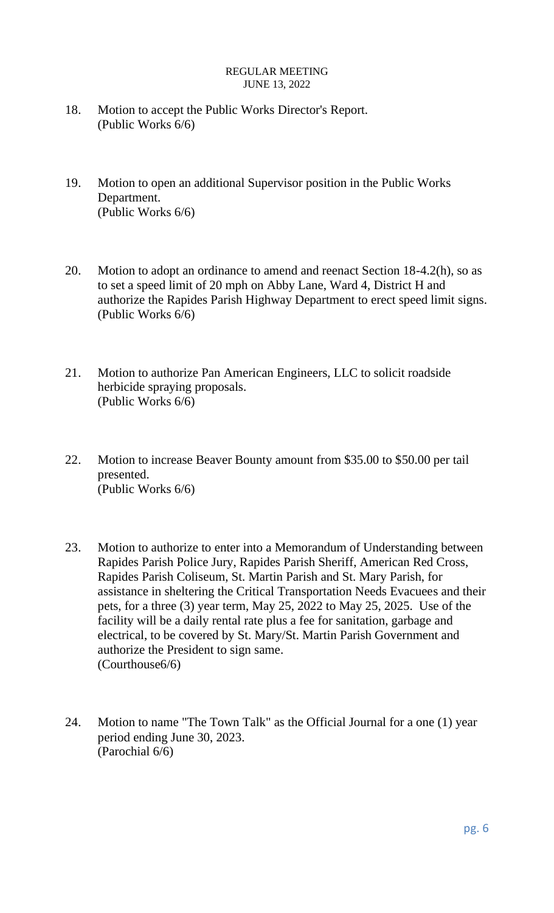REGULAR MEETING
JUNE 13, 2022

18. Motion to accept the Public Works Director's Report.
    (Public Works 6/6)

19. Motion to open an additional Supervisor position in the Public Works Department.
    (Public Works 6/6)

20. Motion to adopt an ordinance to amend and reenact Section 18-4.2(h), so as to set a speed limit of 20 mph on Abby Lane, Ward 4, District H and authorize the Rapides Parish Highway Department to erect speed limit signs.
    (Public Works 6/6)

21. Motion to authorize Pan American Engineers, LLC to solicit roadside herbicide spraying proposals.
    (Public Works 6/6)

22. Motion to increase Beaver Bounty amount from $35.00 to $50.00 per tail presented.
    (Public Works 6/6)

23. Motion to authorize to enter into a Memorandum of Understanding between Rapides Parish Police Jury, Rapides Parish Sheriff, American Red Cross, Rapides Parish Coliseum, St. Martin Parish and St. Mary Parish, for assistance in sheltering the Critical Transportation Needs Evacuees and their pets, for a three (3) year term, May 25, 2022 to May 25, 2025. Use of the facility will be a daily rental rate plus a fee for sanitation, garbage and electrical, to be covered by St. Mary/St. Martin Parish Government and authorize the President to sign same.
    (Courthouse6/6)

24. Motion to name "The Town Talk" as the Official Journal for a one (1) year period ending June 30, 2023.
    (Parochial 6/6)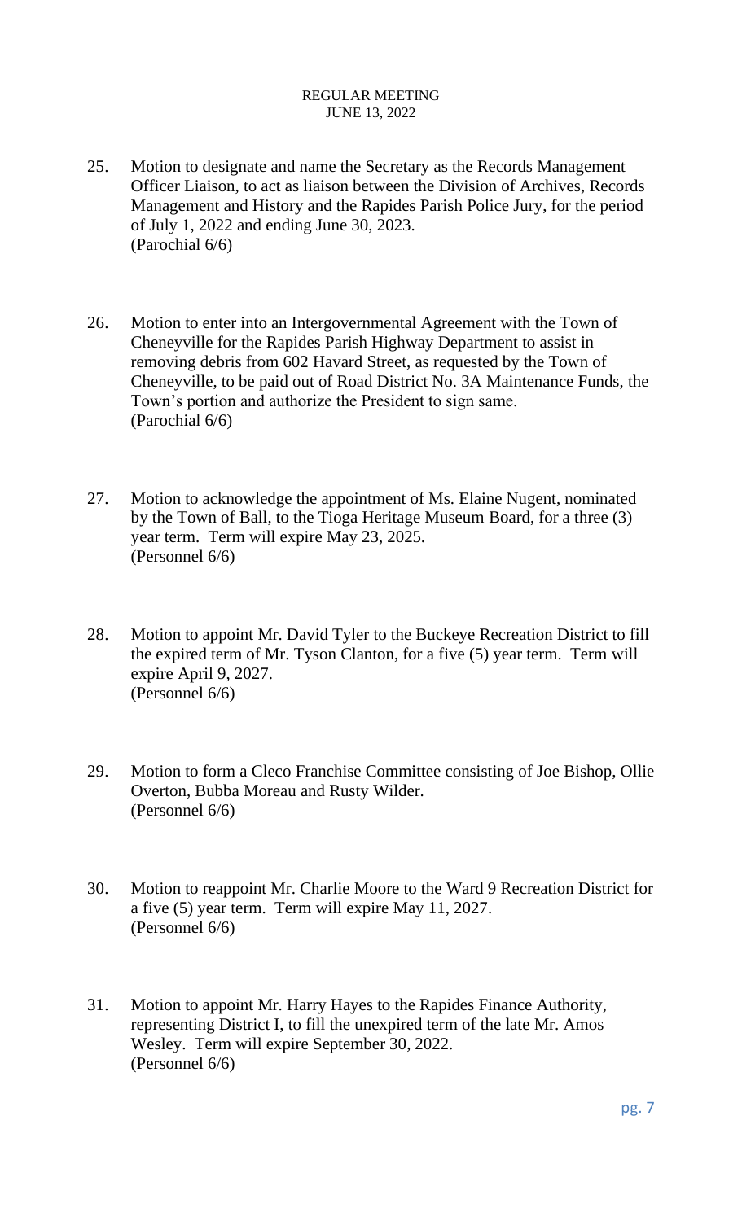25. Motion to designate and name the Secretary as the Records Management Officer Liaison, to act as liaison between the Division of Archives, Records Management and History and the Rapides Parish Police Jury, for the period of July 1, 2022 and ending June 30, 2023.
(Parochial 6/6)

26. Motion to enter into an Intergovernmental Agreement with the Town of Cheneyville for the Rapides Parish Highway Department to assist in removing debris from 602 Havard Street, as requested by the Town of Cheneyville, to be paid out of Road District No. 3A Maintenance Funds, the Town's portion and authorize the President to sign same.
(Parochial 6/6)

27. Motion to acknowledge the appointment of Ms. Elaine Nugent, nominated by the Town of Ball, to the Tioga Heritage Museum Board, for a three (3) year term. Term will expire May 23, 2025.
(Personnel 6/6)

28. Motion to appoint Mr. David Tyler to the Buckeye Recreation District to fill the expired term of Mr. Tyson Clanton, for a five (5) year term. Term will expire April 9, 2027.
(Personnel 6/6)

29. Motion to form a Cleco Franchise Committee consisting of Joe Bishop, Ollie Overton, Bubba Moreau and Rusty Wilder.
(Personnel 6/6)

30. Motion to reappoint Mr. Charlie Moore to the Ward 9 Recreation District for a five (5) year term. Term will expire May 11, 2027.
(Personnel 6/6)

31. Motion to appoint Mr. Harry Hayes to the Rapides Finance Authority, representing District I, to fill the unexpired term of the late Mr. Amos Wesley. Term will expire September 30, 2022.
(Personnel 6/6)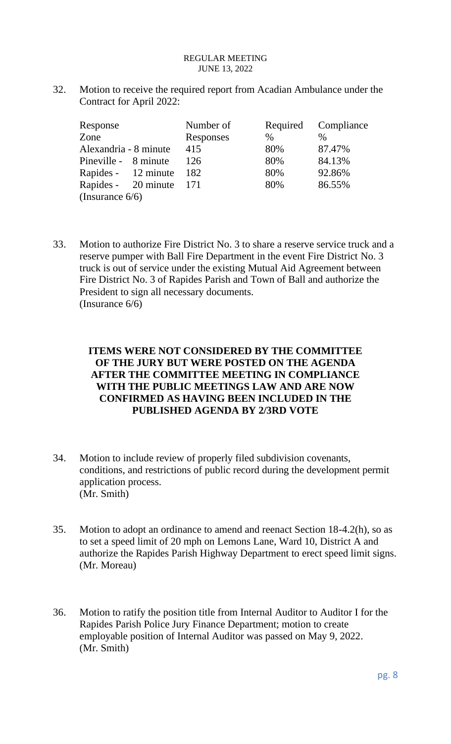REGULAR MEETING
JUNE 13, 2022

32. Motion to receive the required report from Acadian Ambulance under the Contract for April 2022:

| Response Zone | Number of Responses | Required % | Compliance % |
|---|---|---|---|
| Alexandria - 8 minute | 415 | 80% | 87.47% |
| Pineville - 8 minute | 126 | 80% | 84.13% |
| Rapides - 12 minute | 182 | 80% | 92.86% |
| Rapides - 20 minute | 171 | 80% | 86.55% |

(Insurance 6/6)

33. Motion to authorize Fire District No. 3 to share a reserve service truck and a reserve pumper with Ball Fire Department in the event Fire District No. 3 truck is out of service under the existing Mutual Aid Agreement between Fire District No. 3 of Rapides Parish and Town of Ball and authorize the President to sign all necessary documents.
(Insurance 6/6)

**ITEMS WERE NOT CONSIDERED BY THE COMMITTEE OF THE JURY BUT WERE POSTED ON THE AGENDA AFTER THE COMMITTEE MEETING IN COMPLIANCE WITH THE PUBLIC MEETINGS LAW AND ARE NOW CONFIRMED AS HAVING BEEN INCLUDED IN THE PUBLISHED AGENDA BY 2/3RD VOTE**

34. Motion to include review of properly filed subdivision covenants, conditions, and restrictions of public record during the development permit application process.
(Mr. Smith)

35. Motion to adopt an ordinance to amend and reenact Section 18-4.2(h), so as to set a speed limit of 20 mph on Lemons Lane, Ward 10, District A and authorize the Rapides Parish Highway Department to erect speed limit signs.
(Mr. Moreau)

36. Motion to ratify the position title from Internal Auditor to Auditor I for the Rapides Parish Police Jury Finance Department; motion to create employable position of Internal Auditor was passed on May 9, 2022.
(Mr. Smith)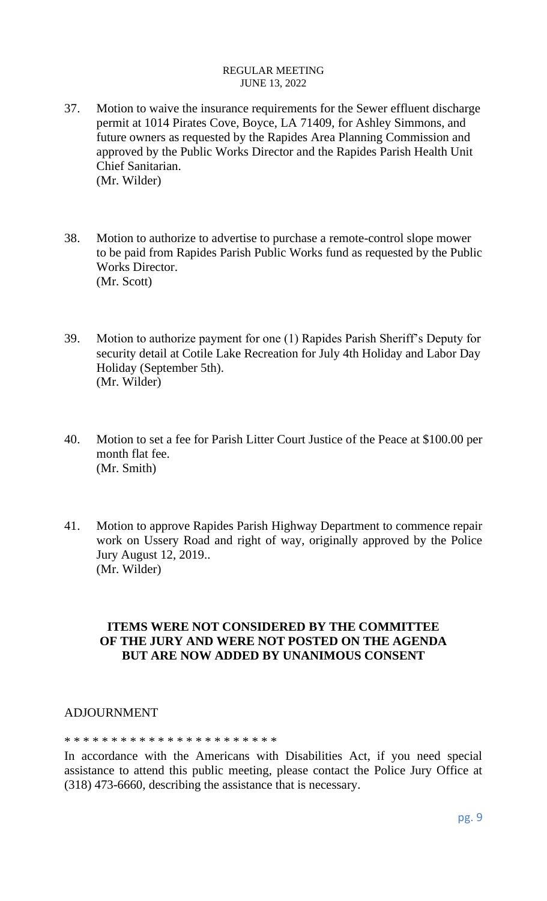37. Motion to waive the insurance requirements for the Sewer effluent discharge permit at 1014 Pirates Cove, Boyce, LA 71409, for Ashley Simmons, and future owners as requested by the Rapides Area Planning Commission and approved by the Public Works Director and the Rapides Parish Health Unit Chief Sanitarian.
(Mr. Wilder)

38. Motion to authorize to advertise to purchase a remote-control slope mower to be paid from Rapides Parish Public Works fund as requested by the Public Works Director.
(Mr. Scott)

39. Motion to authorize payment for one (1) Rapides Parish Sheriff's Deputy for security detail at Cotile Lake Recreation for July 4th Holiday and Labor Day Holiday (September 5th).
(Mr. Wilder)

40. Motion to set a fee for Parish Litter Court Justice of the Peace at $100.00 per month flat fee.
(Mr. Smith)

41. Motion to approve Rapides Parish Highway Department to commence repair work on Ussery Road and right of way, originally approved by the Police Jury August 12, 2019..
(Mr. Wilder)

**ITEMS WERE NOT CONSIDERED BY THE COMMITTEE OF THE JURY AND WERE NOT POSTED ON THE AGENDA BUT ARE NOW ADDED BY UNANIMOUS CONSENT**

ADJOURNMENT

* * * * * * * * * * * * * * * * * * * * * *

In accordance with the Americans with Disabilities Act, if you need special assistance to attend this public meeting, please contact the Police Jury Office at (318) 473-6660, describing the assistance that is necessary.